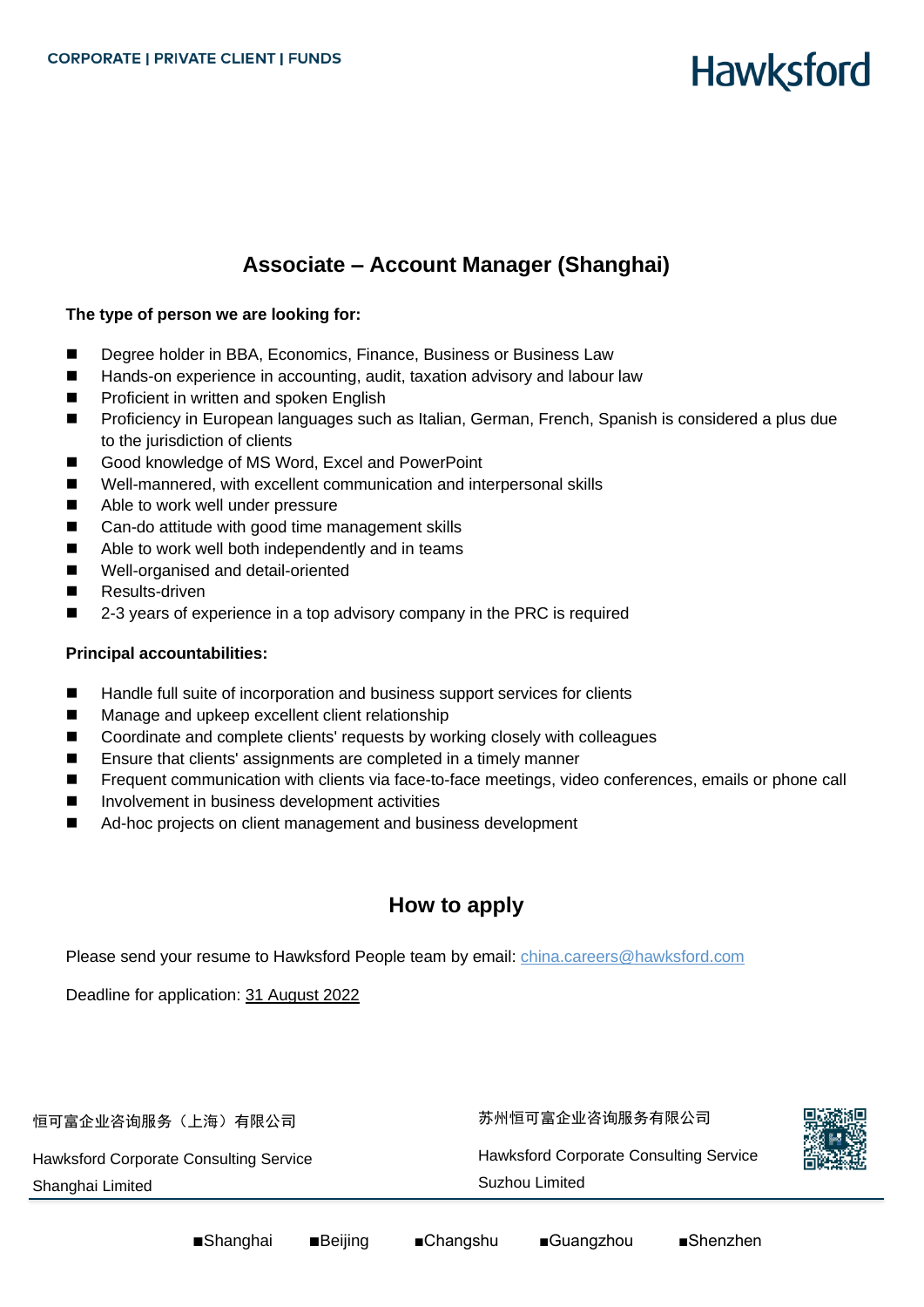CORPORATE | PRIVATE CLIENT | FUNDS

Hawksford

## Associate – Account Manager (Shanghai)

**The type of person we are looking for:**

- Degree holder in BBA, Economics, Finance, Business or Business Law
- Hands-on experience in accounting, audit, taxation advisory and labour law
- Proficient in written and spoken English
- Proficiency in European languages such as Italian, German, French, Spanish is considered a plus due to the jurisdiction of clients
- Good knowledge of MS Word, Excel and PowerPoint
- Well-mannered, with excellent communication and interpersonal skills
- Able to work well under pressure
- Can-do attitude with good time management skills
- Able to work well both independently and in teams
- Well-organised and detail-oriented
- Results-driven
- 2-3 years of experience in a top advisory company in the PRC is required

**Principal accountabilities:**

- Handle full suite of incorporation and business support services for clients
- Manage and upkeep excellent client relationship
- Coordinate and complete clients' requests by working closely with colleagues
- Ensure that clients' assignments are completed in a timely manner
- Frequent communication with clients via face-to-face meetings, video conferences, emails or phone call
- Involvement in business development activities
- Ad-hoc projects on client management and business development

## How to apply

Please send your resume to Hawksford People team by email: china.careers@hawksford.com

Deadline for application: 31 August 2022

恒可富企业咨询服务（上海）有限公司

Hawksford Corporate Consulting Service Shanghai Limited

苏州恒可富企业咨询服务有限公司

Hawksford Corporate Consulting Service Suzhou Limited

■Shanghai ■Beijing ■Changshu ■Guangzhou ■Shenzhen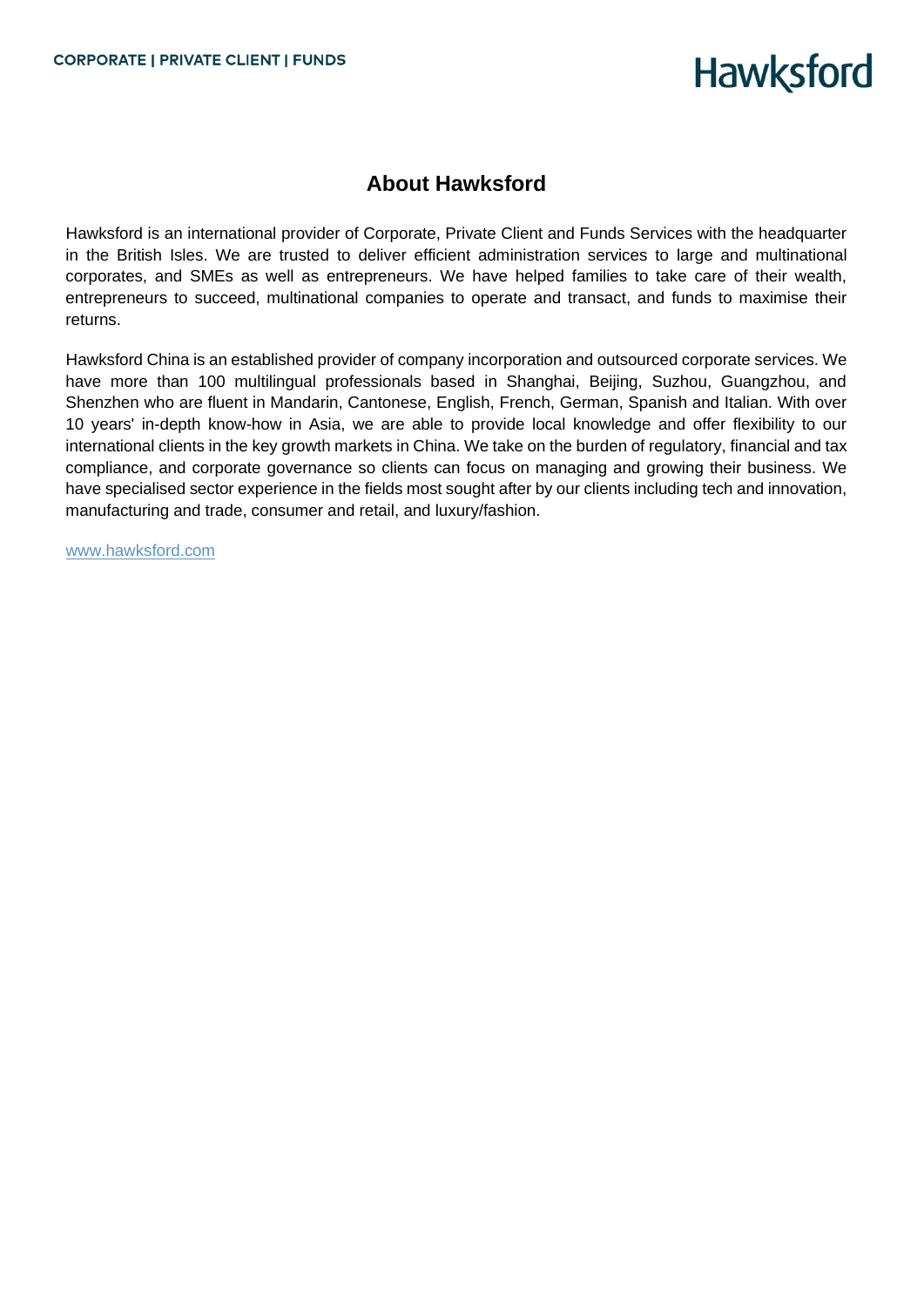# About Hawksford

Hawksford is an international provider of Corporate, Private Client and Funds Services with the headquarter in the British Isles. We are trusted to deliver efficient administration services to large and multinational corporates, and SMEs as well as entrepreneurs. We have helped families to take care of their wealth, entrepreneurs to succeed, multinational companies to operate and transact, and funds to maximise their returns.

Hawksford China is an established provider of company incorporation and outsourced corporate services. We have more than 100 multilingual professionals based in Shanghai, Beijing, Suzhou, Guangzhou, and Shenzhen who are fluent in Mandarin, Cantonese, English, French, German, Spanish and Italian. With over 10 years' in-depth know-how in Asia, we are able to provide local knowledge and offer flexibility to our international clients in the key growth markets in China. We take on the burden of regulatory, financial and tax compliance, and corporate governance so clients can focus on managing and growing their business. We have specialised sector experience in the fields most sought after by our clients including tech and innovation, manufacturing and trade, consumer and retail, and luxury/fashion.

www.hawksford.com